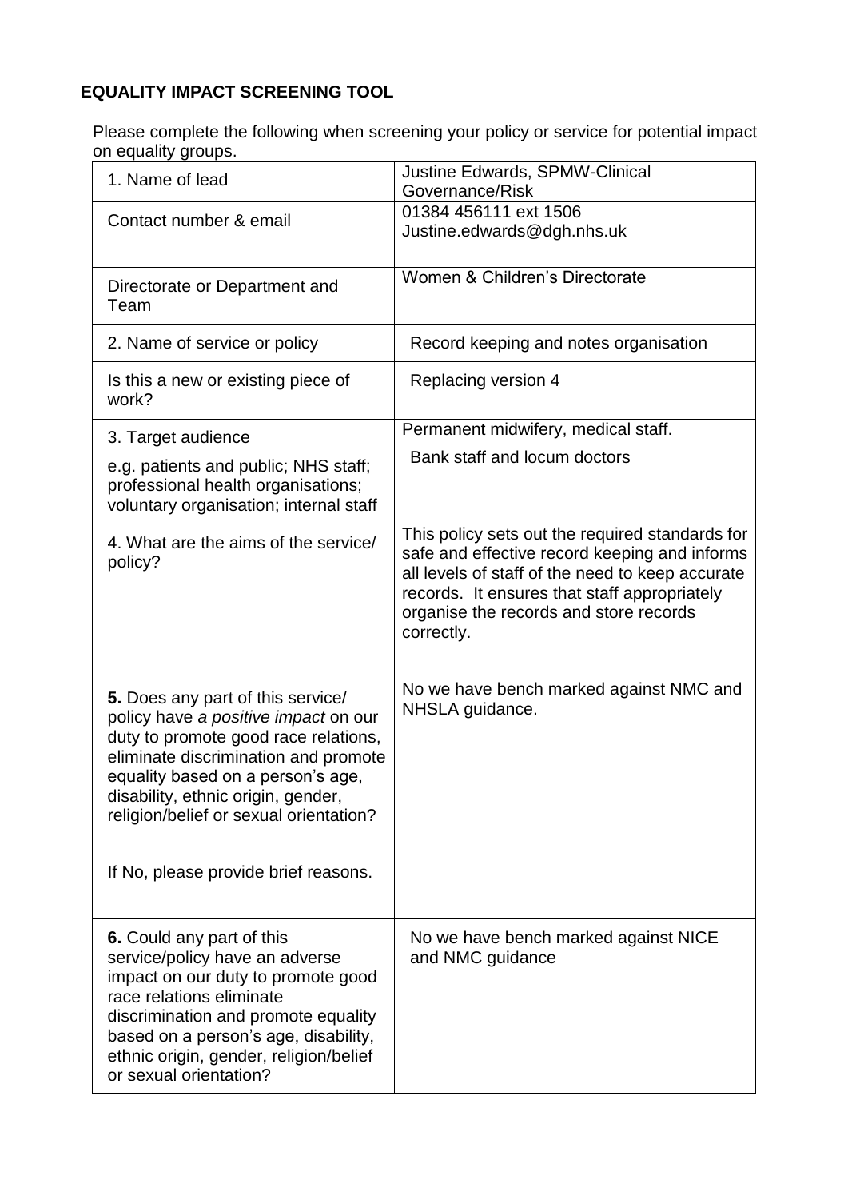## EQUALITY IMPACT SCREENING TOOL

Please complete the following when screening your policy or service for potential impact on equality groups.

| | |
|---|---|
| 1. Name of lead | Justine Edwards, SPMW-Clinical Governance/Risk |
| Contact number & email | 01384 456111 ext 1506<br>Justine.edwards@dgh.nhs.uk |
| Directorate or Department and Team | Women & Children's Directorate |
| 2. Name of service or policy | Record keeping and notes organisation |
| Is this a new or existing piece of work? | Replacing version 4 |
| 3. Target audience<br>e.g. patients and public; NHS staff; professional health organisations; voluntary organisation; internal staff | Permanent midwifery, medical staff.<br>Bank staff and locum doctors |
| 4. What are the aims of the service/ policy? | This policy sets out the required standards for safe and effective record keeping and informs all levels of staff of the need to keep accurate records. It ensures that staff appropriately organise the records and store records correctly. |
| **5.** Does any part of this service/ policy have *a positive impact* on our duty to promote good race relations, eliminate discrimination and promote equality based on a person's age, disability, ethnic origin, gender, religion/belief or sexual orientation?<br><br>If No, please provide brief reasons. | No we have bench marked against NMC and NHSLA guidance. |
| **6.** Could any part of this service/policy have an adverse impact on our duty to promote good race relations eliminate discrimination and promote equality based on a person's age, disability, ethnic origin, gender, religion/belief or sexual orientation? | No we have bench marked against NICE and NMC guidance |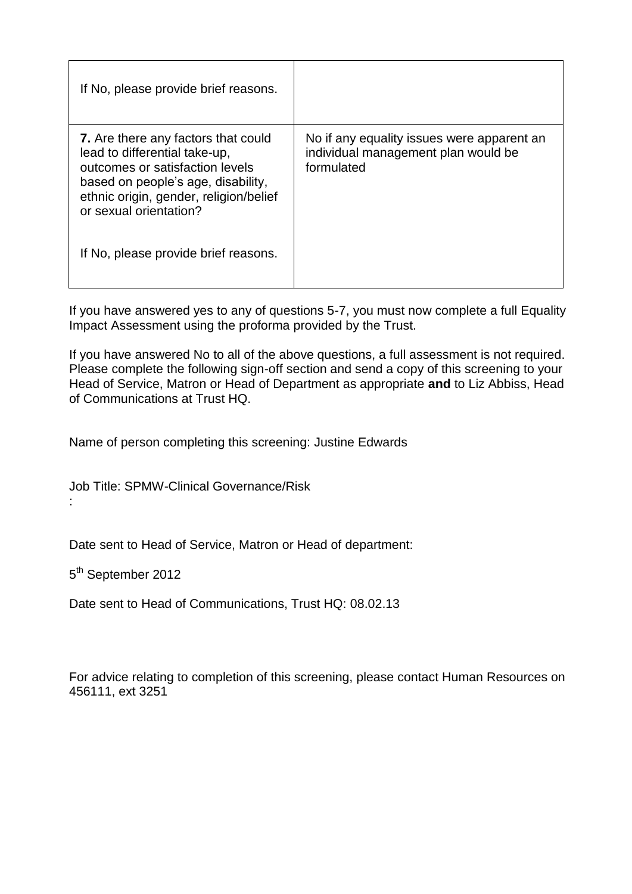| | |
|---|---|
| If No, please provide brief reasons. | |
| **7.** Are there any factors that could lead to differential take-up, outcomes or satisfaction levels based on people's age, disability, ethnic origin, gender, religion/belief or sexual orientation?<br><br>If No, please provide brief reasons. | No if any equality issues were apparent an individual management plan would be formulated |

If you have answered yes to any of questions 5-7, you must now complete a full Equality Impact Assessment using the proforma provided by the Trust.

If you have answered No to all of the above questions, a full assessment is not required. Please complete the following sign-off section and send a copy of this screening to your Head of Service, Matron or Head of Department as appropriate **and** to Liz Abbiss, Head of Communications at Trust HQ.

Name of person completing this screening: Justine Edwards

Job Title: SPMW-Clinical Governance/Risk
:

Date sent to Head of Service, Matron or Head of department:

5th September 2012

Date sent to Head of Communications, Trust HQ: 08.02.13

For advice relating to completion of this screening, please contact Human Resources on 456111, ext 3251